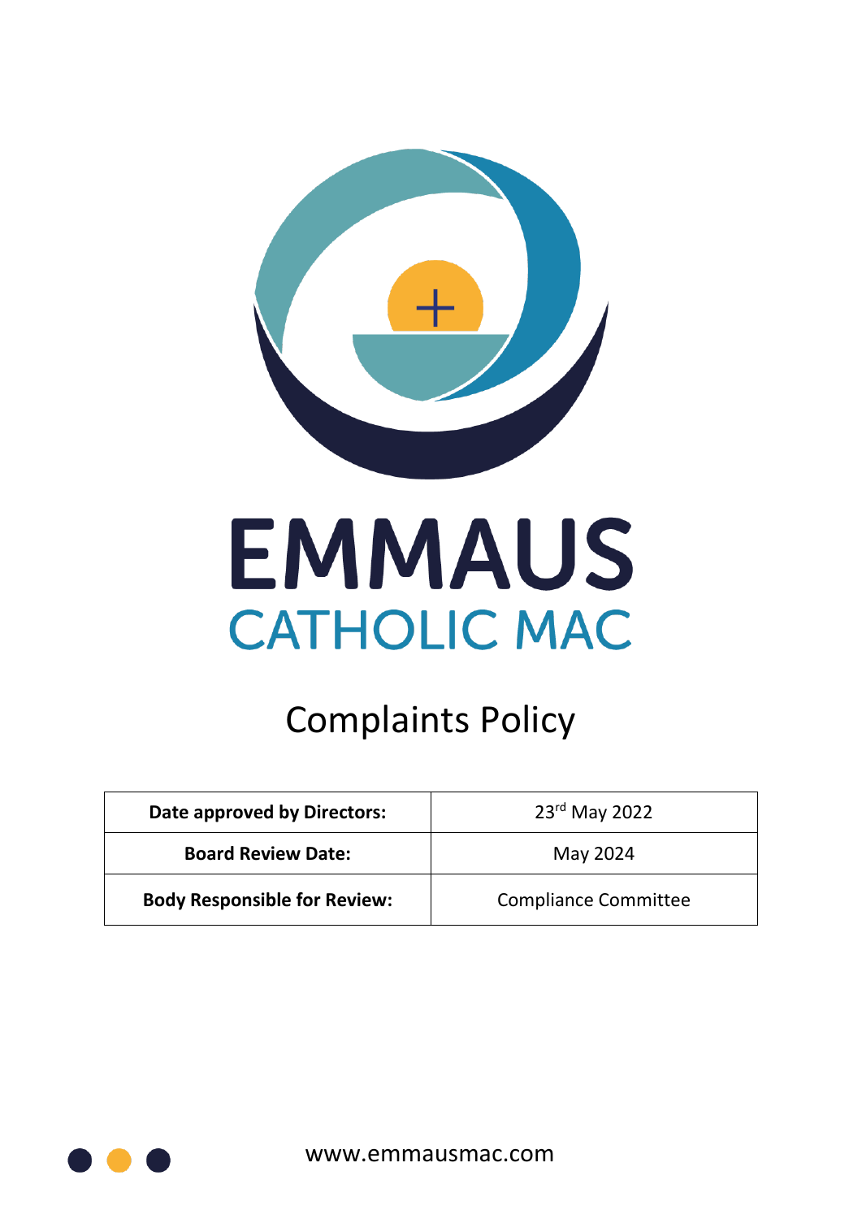# EMMAUS

## CATHOLIC MAC

# Complaints Policy

| Date approved by Directors: | 23rd May 2022 |
| --- | --- |
| Board Review Date: | May 2024 |
| Body Responsible for Review: | Compliance Committee |

www.emmausmac.com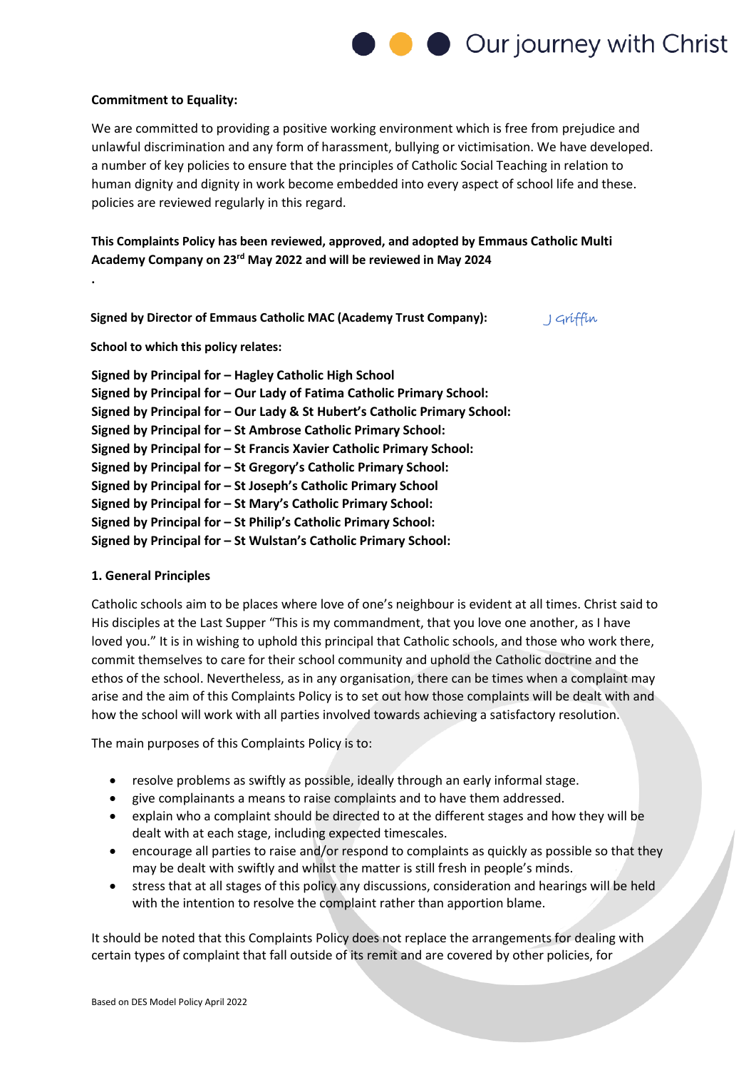**Commitment to Equality:**

We are committed to providing a positive working environment which is free from prejudice and unlawful discrimination and any form of harassment, bullying or victimisation. We have developed. a number of key policies to ensure that the principles of Catholic Social Teaching in relation to human dignity and dignity in work become embedded into every aspect of school life and these. policies are reviewed regularly in this regard.

**This Complaints Policy has been reviewed, approved, and adopted by Emmaus Catholic Multi Academy Company on 23rd May 2022 and will be reviewed in May 2024**

.

**Signed by Director of Emmaus Catholic MAC (Academy Trust Company):** J Griffin

**School to which this policy relates:**

**Signed by Principal for – Hagley Catholic High School**
**Signed by Principal for – Our Lady of Fatima Catholic Primary School:**
**Signed by Principal for – Our Lady & St Hubert's Catholic Primary School:**
**Signed by Principal for – St Ambrose Catholic Primary School:**
**Signed by Principal for – St Francis Xavier Catholic Primary School:**
**Signed by Principal for – St Gregory's Catholic Primary School:**
**Signed by Principal for – St Joseph's Catholic Primary School**
**Signed by Principal for – St Mary's Catholic Primary School:**
**Signed by Principal for – St Philip's Catholic Primary School:**
**Signed by Principal for – St Wulstan's Catholic Primary School:**

## 1. General Principles

Catholic schools aim to be places where love of one's neighbour is evident at all times. Christ said to His disciples at the Last Supper "This is my commandment, that you love one another, as I have loved you." It is in wishing to uphold this principal that Catholic schools, and those who work there, commit themselves to care for their school community and uphold the Catholic doctrine and the ethos of the school. Nevertheless, as in any organisation, there can be times when a complaint may arise and the aim of this Complaints Policy is to set out how those complaints will be dealt with and how the school will work with all parties involved towards achieving a satisfactory resolution.

The main purposes of this Complaints Policy is to:

- resolve problems as swiftly as possible, ideally through an early informal stage.
- give complainants a means to raise complaints and to have them addressed.
- explain who a complaint should be directed to at the different stages and how they will be dealt with at each stage, including expected timescales.
- encourage all parties to raise and/or respond to complaints as quickly as possible so that they may be dealt with swiftly and whilst the matter is still fresh in people's minds.
- stress that at all stages of this policy any discussions, consideration and hearings will be held with the intention to resolve the complaint rather than apportion blame.

It should be noted that this Complaints Policy does not replace the arrangements for dealing with certain types of complaint that fall outside of its remit and are covered by other policies, for

Based on DES Model Policy April 2022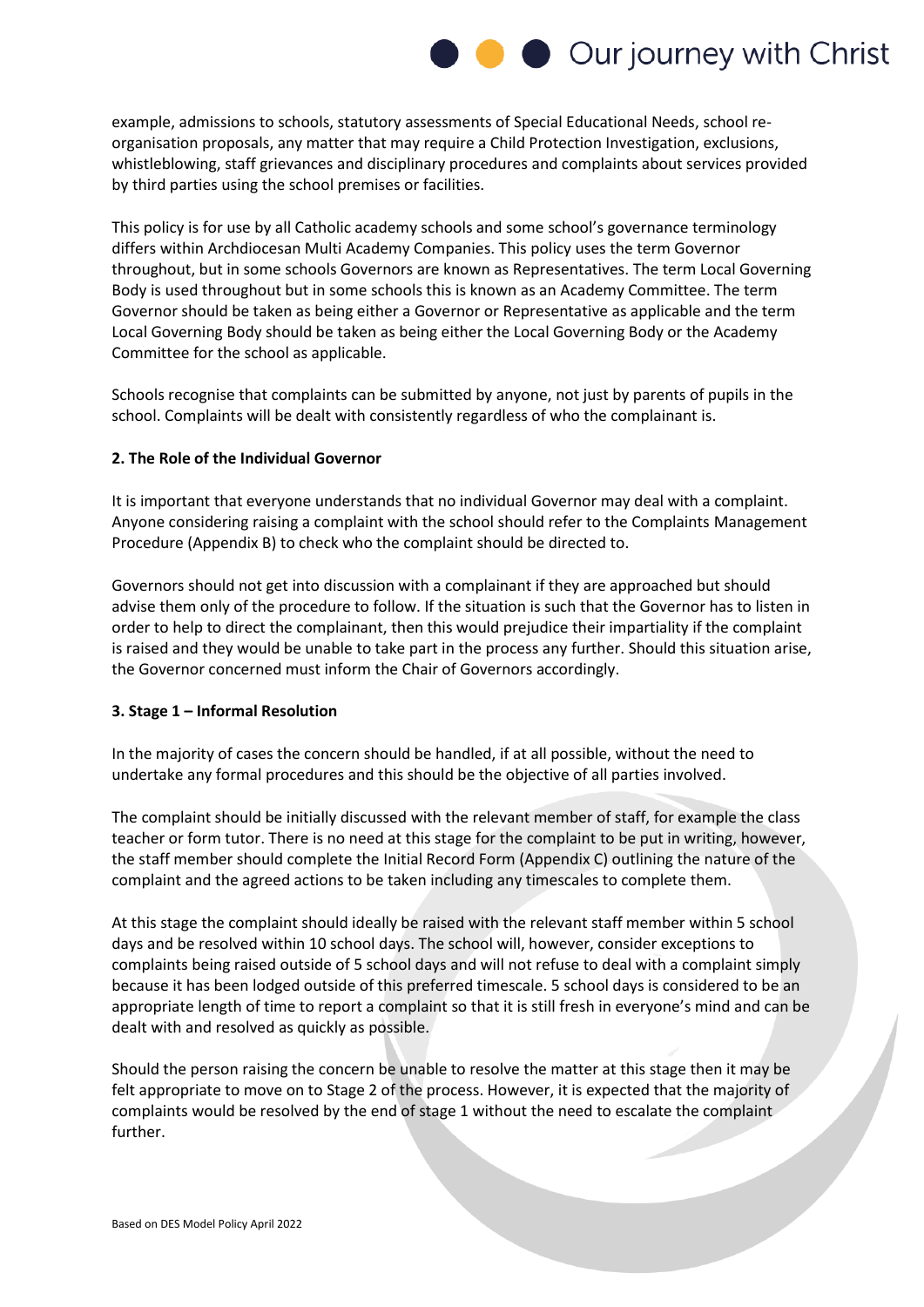example, admissions to schools, statutory assessments of Special Educational Needs, school re-organisation proposals, any matter that may require a Child Protection Investigation, exclusions, whistleblowing, staff grievances and disciplinary procedures and complaints about services provided by third parties using the school premises or facilities.

This policy is for use by all Catholic academy schools and some school's governance terminology differs within Archdiocesan Multi Academy Companies. This policy uses the term Governor throughout, but in some schools Governors are known as Representatives. The term Local Governing Body is used throughout but in some schools this is known as an Academy Committee. The term Governor should be taken as being either a Governor or Representative as applicable and the term Local Governing Body should be taken as being either the Local Governing Body or the Academy Committee for the school as applicable.

Schools recognise that complaints can be submitted by anyone, not just by parents of pupils in the school. Complaints will be dealt with consistently regardless of who the complainant is.

### 2. The Role of the Individual Governor

It is important that everyone understands that no individual Governor may deal with a complaint. Anyone considering raising a complaint with the school should refer to the Complaints Management Procedure (Appendix B) to check who the complaint should be directed to.

Governors should not get into discussion with a complainant if they are approached but should advise them only of the procedure to follow. If the situation is such that the Governor has to listen in order to help to direct the complainant, then this would prejudice their impartiality if the complaint is raised and they would be unable to take part in the process any further. Should this situation arise, the Governor concerned must inform the Chair of Governors accordingly.

### 3. Stage 1 – Informal Resolution

In the majority of cases the concern should be handled, if at all possible, without the need to undertake any formal procedures and this should be the objective of all parties involved.

The complaint should be initially discussed with the relevant member of staff, for example the class teacher or form tutor. There is no need at this stage for the complaint to be put in writing, however, the staff member should complete the Initial Record Form (Appendix C) outlining the nature of the complaint and the agreed actions to be taken including any timescales to complete them.

At this stage the complaint should ideally be raised with the relevant staff member within 5 school days and be resolved within 10 school days. The school will, however, consider exceptions to complaints being raised outside of 5 school days and will not refuse to deal with a complaint simply because it has been lodged outside of this preferred timescale. 5 school days is considered to be an appropriate length of time to report a complaint so that it is still fresh in everyone's mind and can be dealt with and resolved as quickly as possible.

Should the person raising the concern be unable to resolve the matter at this stage then it may be felt appropriate to move on to Stage 2 of the process. However, it is expected that the majority of complaints would be resolved by the end of stage 1 without the need to escalate the complaint further.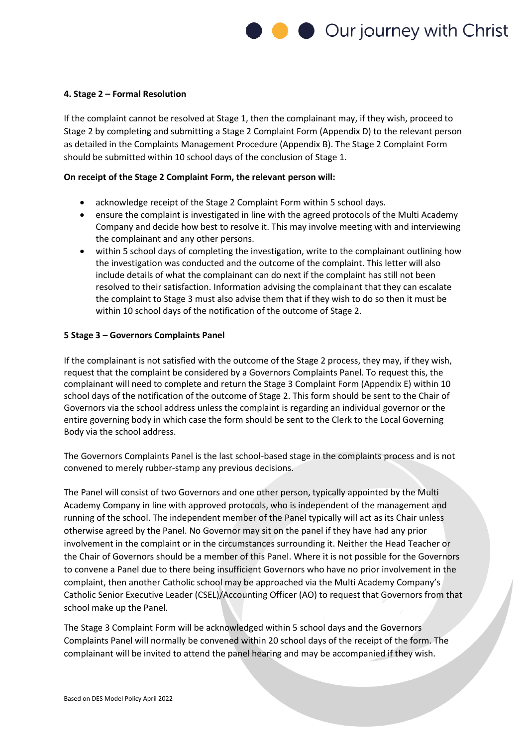### 4. Stage 2 – Formal Resolution

If the complaint cannot be resolved at Stage 1, then the complainant may, if they wish, proceed to Stage 2 by completing and submitting a Stage 2 Complaint Form (Appendix D) to the relevant person as detailed in the Complaints Management Procedure (Appendix B). The Stage 2 Complaint Form should be submitted within 10 school days of the conclusion of Stage 1.

**On receipt of the Stage 2 Complaint Form, the relevant person will:**

- acknowledge receipt of the Stage 2 Complaint Form within 5 school days.
- ensure the complaint is investigated in line with the agreed protocols of the Multi Academy Company and decide how best to resolve it. This may involve meeting with and interviewing the complainant and any other persons.
- within 5 school days of completing the investigation, write to the complainant outlining how the investigation was conducted and the outcome of the complaint. This letter will also include details of what the complainant can do next if the complaint has still not been resolved to their satisfaction. Information advising the complainant that they can escalate the complaint to Stage 3 must also advise them that if they wish to do so then it must be within 10 school days of the notification of the outcome of Stage 2.

### 5 Stage 3 – Governors Complaints Panel

If the complainant is not satisfied with the outcome of the Stage 2 process, they may, if they wish, request that the complaint be considered by a Governors Complaints Panel. To request this, the complainant will need to complete and return the Stage 3 Complaint Form (Appendix E) within 10 school days of the notification of the outcome of Stage 2. This form should be sent to the Chair of Governors via the school address unless the complaint is regarding an individual governor or the entire governing body in which case the form should be sent to the Clerk to the Local Governing Body via the school address.

The Governors Complaints Panel is the last school-based stage in the complaints process and is not convened to merely rubber-stamp any previous decisions.

The Panel will consist of two Governors and one other person, typically appointed by the Multi Academy Company in line with approved protocols, who is independent of the management and running of the school. The independent member of the Panel typically will act as its Chair unless otherwise agreed by the Panel. No Governor may sit on the panel if they have had any prior involvement in the complaint or in the circumstances surrounding it. Neither the Head Teacher or the Chair of Governors should be a member of this Panel. Where it is not possible for the Governors to convene a Panel due to there being insufficient Governors who have no prior involvement in the complaint, then another Catholic school may be approached via the Multi Academy Company's Catholic Senior Executive Leader (CSEL)/Accounting Officer (AO) to request that Governors from that school make up the Panel.

The Stage 3 Complaint Form will be acknowledged within 5 school days and the Governors Complaints Panel will normally be convened within 20 school days of the receipt of the form. The complainant will be invited to attend the panel hearing and may be accompanied if they wish.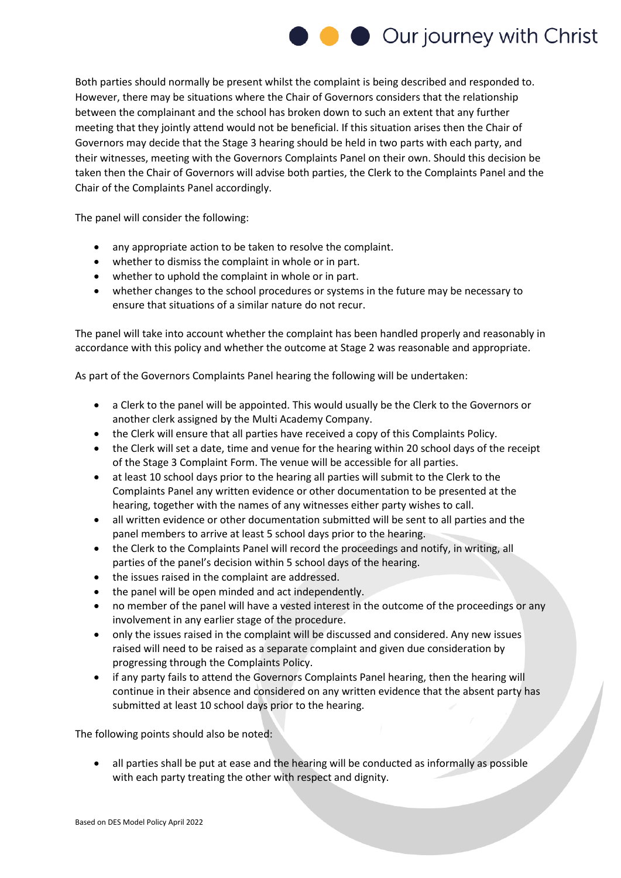Both parties should normally be present whilst the complaint is being described and responded to. However, there may be situations where the Chair of Governors considers that the relationship between the complainant and the school has broken down to such an extent that any further meeting that they jointly attend would not be beneficial. If this situation arises then the Chair of Governors may decide that the Stage 3 hearing should be held in two parts with each party, and their witnesses, meeting with the Governors Complaints Panel on their own. Should this decision be taken then the Chair of Governors will advise both parties, the Clerk to the Complaints Panel and the Chair of the Complaints Panel accordingly.

The panel will consider the following:

- any appropriate action to be taken to resolve the complaint.
- whether to dismiss the complaint in whole or in part.
- whether to uphold the complaint in whole or in part.
- whether changes to the school procedures or systems in the future may be necessary to ensure that situations of a similar nature do not recur.

The panel will take into account whether the complaint has been handled properly and reasonably in accordance with this policy and whether the outcome at Stage 2 was reasonable and appropriate.

As part of the Governors Complaints Panel hearing the following will be undertaken:

- a Clerk to the panel will be appointed. This would usually be the Clerk to the Governors or another clerk assigned by the Multi Academy Company.
- the Clerk will ensure that all parties have received a copy of this Complaints Policy.
- the Clerk will set a date, time and venue for the hearing within 20 school days of the receipt of the Stage 3 Complaint Form. The venue will be accessible for all parties.
- at least 10 school days prior to the hearing all parties will submit to the Clerk to the Complaints Panel any written evidence or other documentation to be presented at the hearing, together with the names of any witnesses either party wishes to call.
- all written evidence or other documentation submitted will be sent to all parties and the panel members to arrive at least 5 school days prior to the hearing.
- the Clerk to the Complaints Panel will record the proceedings and notify, in writing, all parties of the panel's decision within 5 school days of the hearing.
- the issues raised in the complaint are addressed.
- the panel will be open minded and act independently.
- no member of the panel will have a vested interest in the outcome of the proceedings or any involvement in any earlier stage of the procedure.
- only the issues raised in the complaint will be discussed and considered. Any new issues raised will need to be raised as a separate complaint and given due consideration by progressing through the Complaints Policy.
- if any party fails to attend the Governors Complaints Panel hearing, then the hearing will continue in their absence and considered on any written evidence that the absent party has submitted at least 10 school days prior to the hearing.

The following points should also be noted:

- all parties shall be put at ease and the hearing will be conducted as informally as possible with each party treating the other with respect and dignity.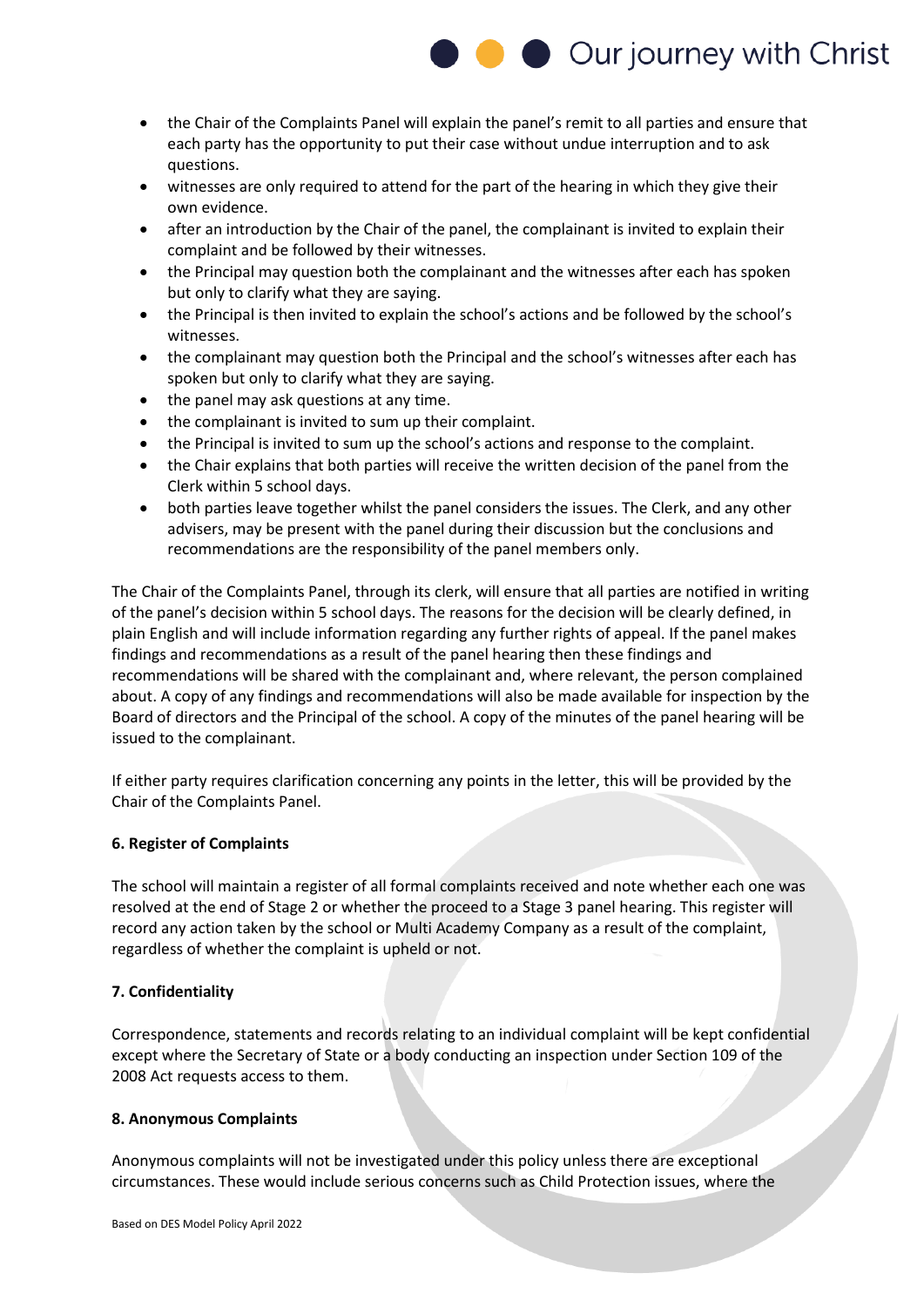- the Chair of the Complaints Panel will explain the panel's remit to all parties and ensure that each party has the opportunity to put their case without undue interruption and to ask questions.
- witnesses are only required to attend for the part of the hearing in which they give their own evidence.
- after an introduction by the Chair of the panel, the complainant is invited to explain their complaint and be followed by their witnesses.
- the Principal may question both the complainant and the witnesses after each has spoken but only to clarify what they are saying.
- the Principal is then invited to explain the school's actions and be followed by the school's witnesses.
- the complainant may question both the Principal and the school's witnesses after each has spoken but only to clarify what they are saying.
- the panel may ask questions at any time.
- the complainant is invited to sum up their complaint.
- the Principal is invited to sum up the school's actions and response to the complaint.
- the Chair explains that both parties will receive the written decision of the panel from the Clerk within 5 school days.
- both parties leave together whilst the panel considers the issues. The Clerk, and any other advisers, may be present with the panel during their discussion but the conclusions and recommendations are the responsibility of the panel members only.

The Chair of the Complaints Panel, through its clerk, will ensure that all parties are notified in writing of the panel's decision within 5 school days. The reasons for the decision will be clearly defined, in plain English and will include information regarding any further rights of appeal. If the panel makes findings and recommendations as a result of the panel hearing then these findings and recommendations will be shared with the complainant and, where relevant, the person complained about. A copy of any findings and recommendations will also be made available for inspection by the Board of directors and the Principal of the school. A copy of the minutes of the panel hearing will be issued to the complainant.

If either party requires clarification concerning any points in the letter, this will be provided by the Chair of the Complaints Panel.

**6. Register of Complaints**

The school will maintain a register of all formal complaints received and note whether each one was resolved at the end of Stage 2 or whether the proceed to a Stage 3 panel hearing. This register will record any action taken by the school or Multi Academy Company as a result of the complaint, regardless of whether the complaint is upheld or not.

**7. Confidentiality**

Correspondence, statements and records relating to an individual complaint will be kept confidential except where the Secretary of State or a body conducting an inspection under Section 109 of the 2008 Act requests access to them.

**8. Anonymous Complaints**

Anonymous complaints will not be investigated under this policy unless there are exceptional circumstances. These would include serious concerns such as Child Protection issues, where the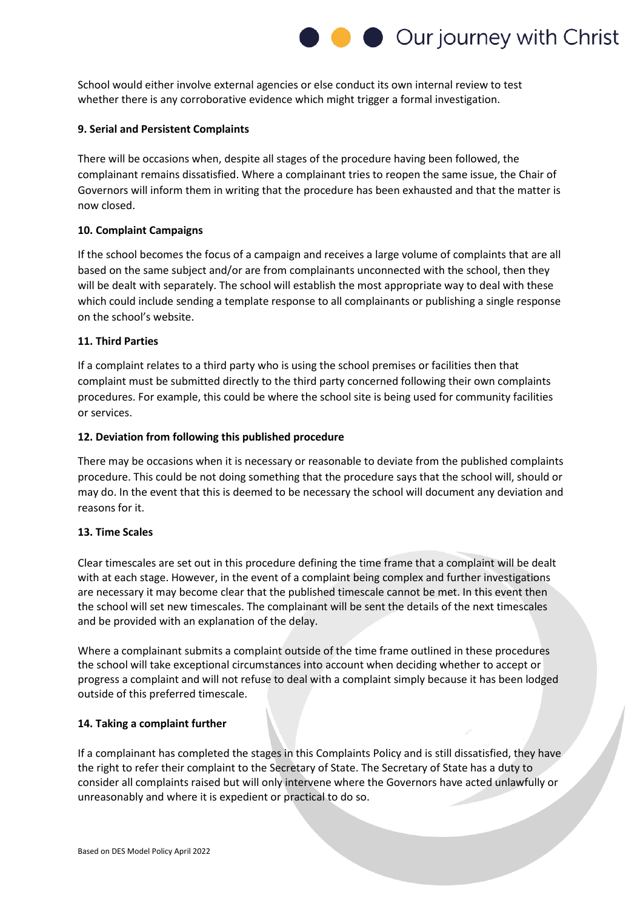School would either involve external agencies or else conduct its own internal review to test whether there is any corroborative evidence which might trigger a formal investigation.

**9. Serial and Persistent Complaints**

There will be occasions when, despite all stages of the procedure having been followed, the complainant remains dissatisfied. Where a complainant tries to reopen the same issue, the Chair of Governors will inform them in writing that the procedure has been exhausted and that the matter is now closed.

**10. Complaint Campaigns**

If the school becomes the focus of a campaign and receives a large volume of complaints that are all based on the same subject and/or are from complainants unconnected with the school, then they will be dealt with separately. The school will establish the most appropriate way to deal with these which could include sending a template response to all complainants or publishing a single response on the school's website.

**11. Third Parties**

If a complaint relates to a third party who is using the school premises or facilities then that complaint must be submitted directly to the third party concerned following their own complaints procedures. For example, this could be where the school site is being used for community facilities or services.

**12. Deviation from following this published procedure**

There may be occasions when it is necessary or reasonable to deviate from the published complaints procedure. This could be not doing something that the procedure says that the school will, should or may do. In the event that this is deemed to be necessary the school will document any deviation and reasons for it.

**13. Time Scales**

Clear timescales are set out in this procedure defining the time frame that a complaint will be dealt with at each stage. However, in the event of a complaint being complex and further investigations are necessary it may become clear that the published timescale cannot be met. In this event then the school will set new timescales. The complainant will be sent the details of the next timescales and be provided with an explanation of the delay.

Where a complainant submits a complaint outside of the time frame outlined in these procedures the school will take exceptional circumstances into account when deciding whether to accept or progress a complaint and will not refuse to deal with a complaint simply because it has been lodged outside of this preferred timescale.

**14. Taking a complaint further**

If a complainant has completed the stages in this Complaints Policy and is still dissatisfied, they have the right to refer their complaint to the Secretary of State. The Secretary of State has a duty to consider all complaints raised but will only intervene where the Governors have acted unlawfully or unreasonably and where it is expedient or practical to do so.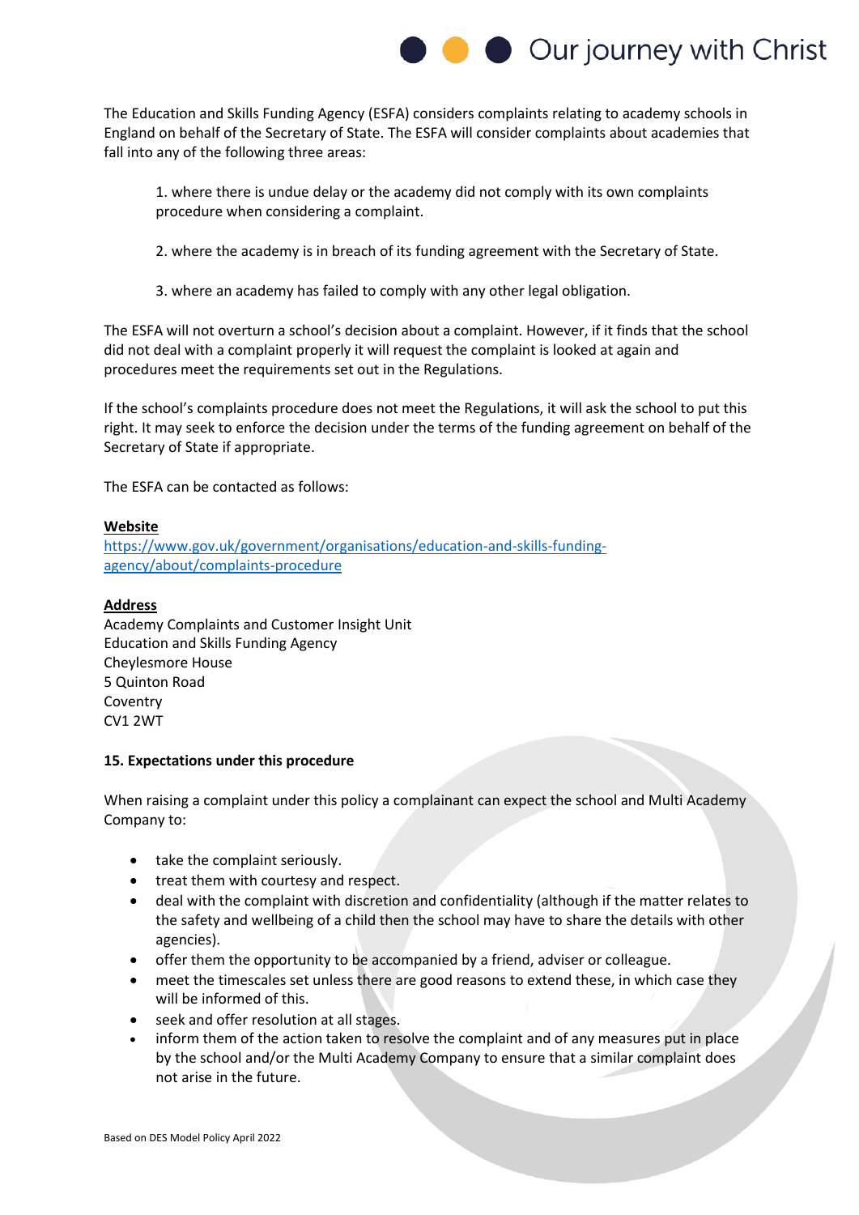The Education and Skills Funding Agency (ESFA) considers complaints relating to academy schools in England on behalf of the Secretary of State. The ESFA will consider complaints about academies that fall into any of the following three areas:

1. where there is undue delay or the academy did not comply with its own complaints procedure when considering a complaint.

2. where the academy is in breach of its funding agreement with the Secretary of State.

3. where an academy has failed to comply with any other legal obligation.

The ESFA will not overturn a school's decision about a complaint. However, if it finds that the school did not deal with a complaint properly it will request the complaint is looked at again and procedures meet the requirements set out in the Regulations.

If the school's complaints procedure does not meet the Regulations, it will ask the school to put this right. It may seek to enforce the decision under the terms of the funding agreement on behalf of the Secretary of State if appropriate.

The ESFA can be contacted as follows:

**Website**
https://www.gov.uk/government/organisations/education-and-skills-funding-agency/about/complaints-procedure

**Address**
Academy Complaints and Customer Insight Unit
Education and Skills Funding Agency
Cheylesmore House
5 Quinton Road
Coventry
CV1 2WT

**15. Expectations under this procedure**

When raising a complaint under this policy a complainant can expect the school and Multi Academy Company to:

- take the complaint seriously.
- treat them with courtesy and respect.
- deal with the complaint with discretion and confidentiality (although if the matter relates to the safety and wellbeing of a child then the school may have to share the details with other agencies).
- offer them the opportunity to be accompanied by a friend, adviser or colleague.
- meet the timescales set unless there are good reasons to extend these, in which case they will be informed of this.
- seek and offer resolution at all stages.
- inform them of the action taken to resolve the complaint and of any measures put in place by the school and/or the Multi Academy Company to ensure that a similar complaint does not arise in the future.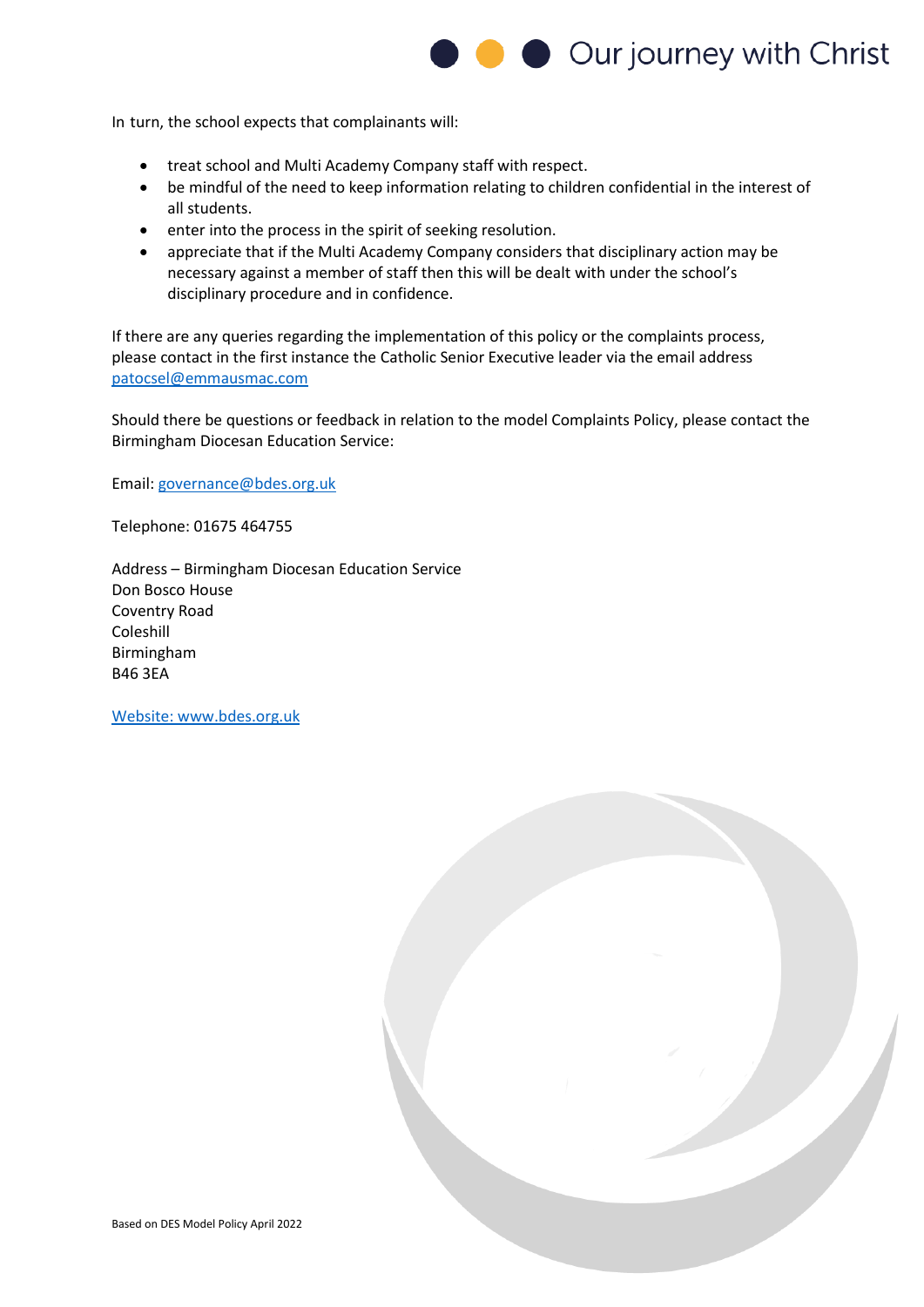In turn, the school expects that complainants will:

- treat school and Multi Academy Company staff with respect.
- be mindful of the need to keep information relating to children confidential in the interest of all students.
- enter into the process in the spirit of seeking resolution.
- appreciate that if the Multi Academy Company considers that disciplinary action may be necessary against a member of staff then this will be dealt with under the school's disciplinary procedure and in confidence.

If there are any queries regarding the implementation of this policy or the complaints process, please contact in the first instance the Catholic Senior Executive leader via the email address patocsel@emmausmac.com

Should there be questions or feedback in relation to the model Complaints Policy, please contact the Birmingham Diocesan Education Service:

Email: governance@bdes.org.uk

Telephone: 01675 464755

Address – Birmingham Diocesan Education Service
Don Bosco House
Coventry Road
Coleshill
Birmingham
B46 3EA

Website: www.bdes.org.uk

Based on DES Model Policy April 2022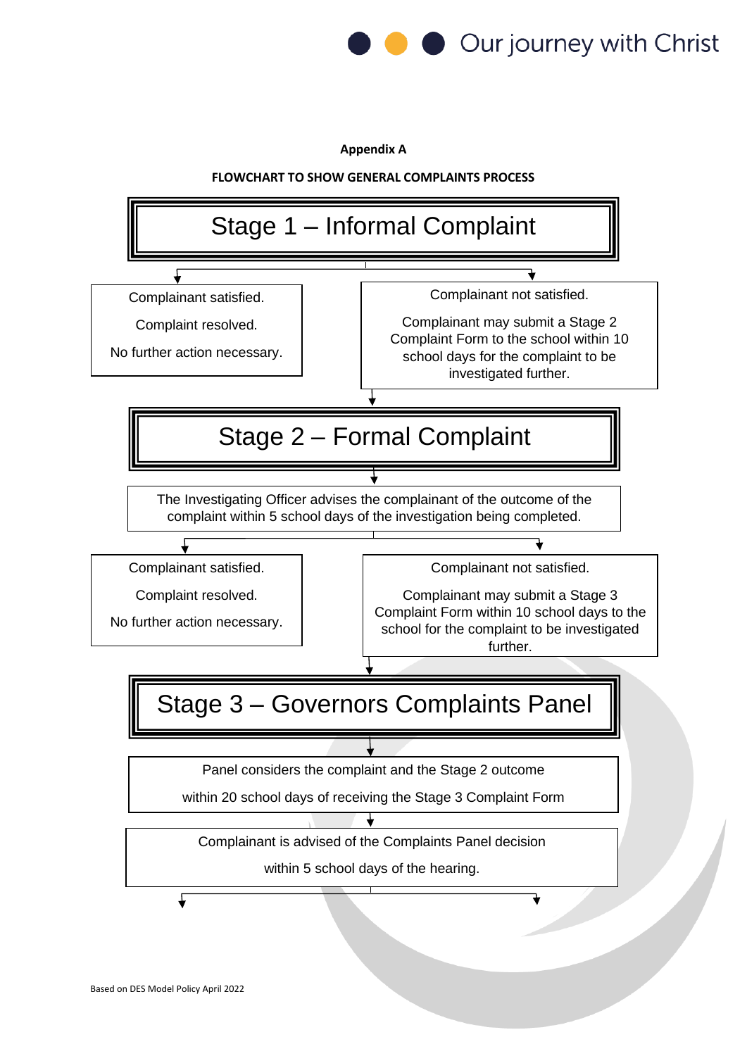**Appendix A**

**FLOWCHART TO SHOW GENERAL COMPLAINTS PROCESS**

## Stage 1 – Informal Complaint

Complainant satisfied.

Complaint resolved.

No further action necessary.

Complainant not satisfied.

Complainant may submit a Stage 2 Complaint Form to the school within 10 school days for the complaint to be investigated further.

## Stage 2 – Formal Complaint

The Investigating Officer advises the complainant of the outcome of the complaint within 5 school days of the investigation being completed.

Complainant satisfied.

Complaint resolved.

No further action necessary.

Complainant not satisfied.

Complainant may submit a Stage 3 Complaint Form within 10 school days to the school for the complaint to be investigated further.

## Stage 3 – Governors Complaints Panel

Panel considers the complaint and the Stage 2 outcome

within 20 school days of receiving the Stage 3 Complaint Form

Complainant is advised of the Complaints Panel decision

within 5 school days of the hearing.

Based on DES Model Policy April 2022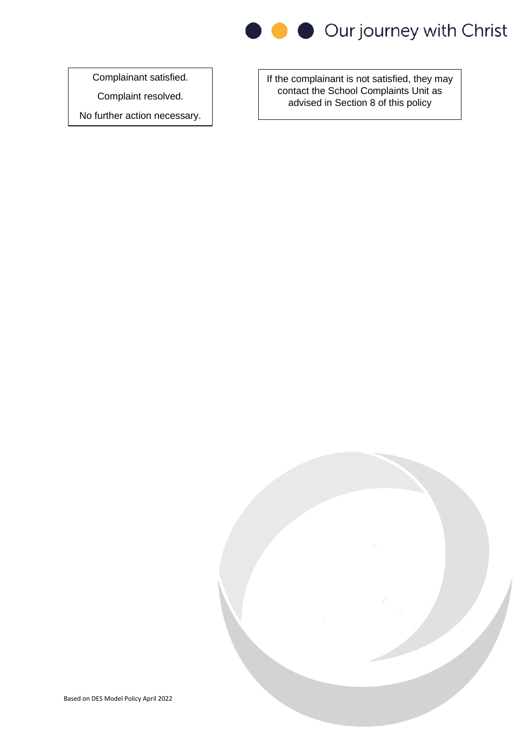Complainant satisfied.

Complaint resolved.

No further action necessary.

If the complainant is not satisfied, they may contact the School Complaints Unit as advised in Section 8 of this policy

Based on DES Model Policy April 2022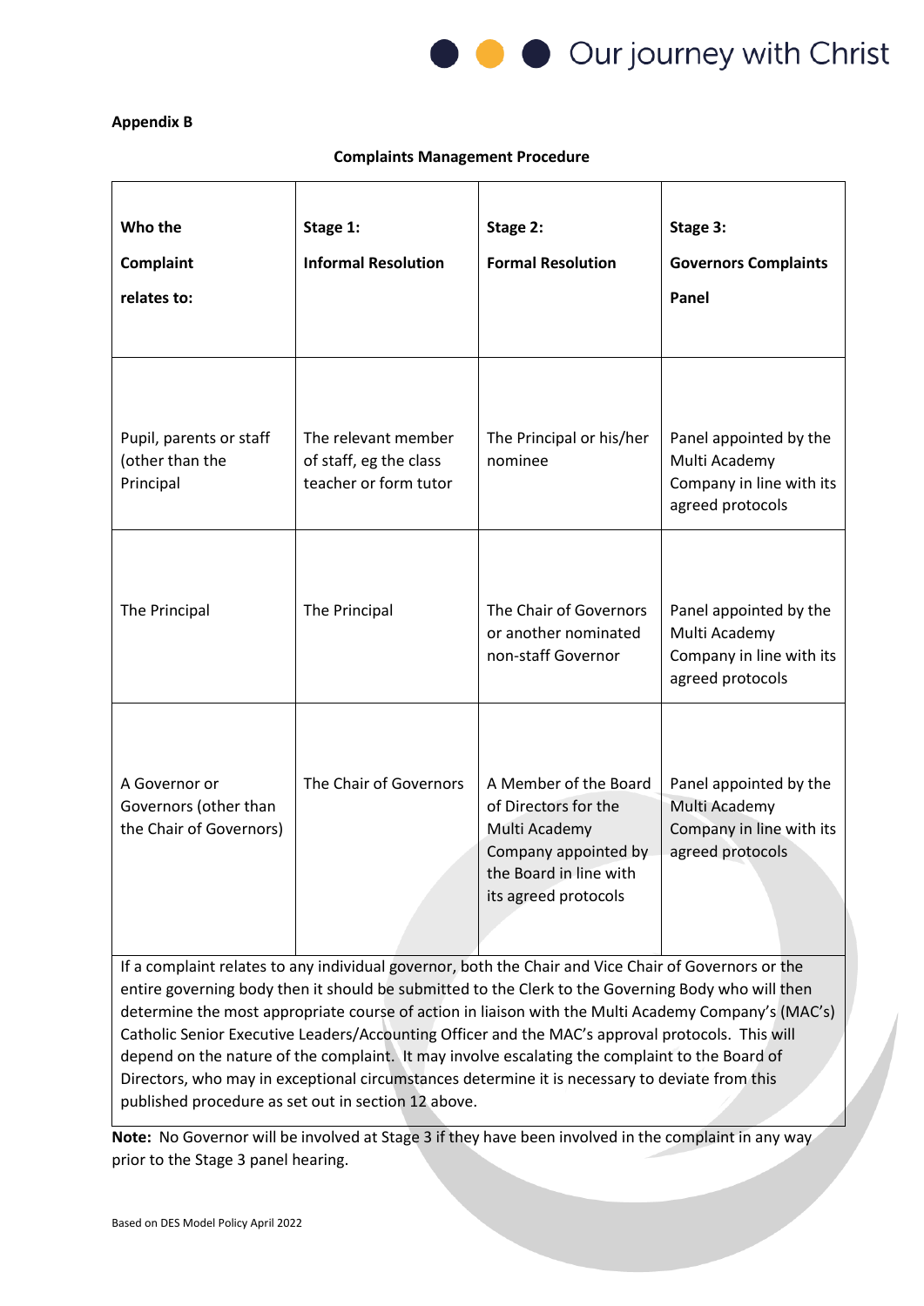**Appendix B**

**Complaints Management Procedure**

| Who the Complaint relates to: | Stage 1: Informal Resolution | Stage 2: Formal Resolution | Stage 3: Governors Complaints Panel |
|---|---|---|---|
| Pupil, parents or staff (other than the Principal | The relevant member of staff, eg the class teacher or form tutor | The Principal or his/her nominee | Panel appointed by the Multi Academy Company in line with its agreed protocols |
| The Principal | The Principal | The Chair of Governors or another nominated non-staff Governor | Panel appointed by the Multi Academy Company in line with its agreed protocols |
| A Governor or Governors (other than the Chair of Governors) | The Chair of Governors | A Member of the Board of Directors for the Multi Academy Company appointed by the Board in line with its agreed protocols | Panel appointed by the Multi Academy Company in line with its agreed protocols |
| If a complaint relates to any individual governor, both the Chair and Vice Chair of Governors or the entire governing body then it should be submitted to the Clerk to the Governing Body who will then determine the most appropriate course of action in liaison with the Multi Academy Company's (MAC's) Catholic Senior Executive Leaders/Accounting Officer and the MAC's approval protocols. This will depend on the nature of the complaint. It may involve escalating the complaint to the Board of Directors, who may in exceptional circumstances determine it is necessary to deviate from this published procedure as set out in section 12 above. | | | |

**Note:** No Governor will be involved at Stage 3 if they have been involved in the complaint in any way prior to the Stage 3 panel hearing.

Based on DES Model Policy April 2022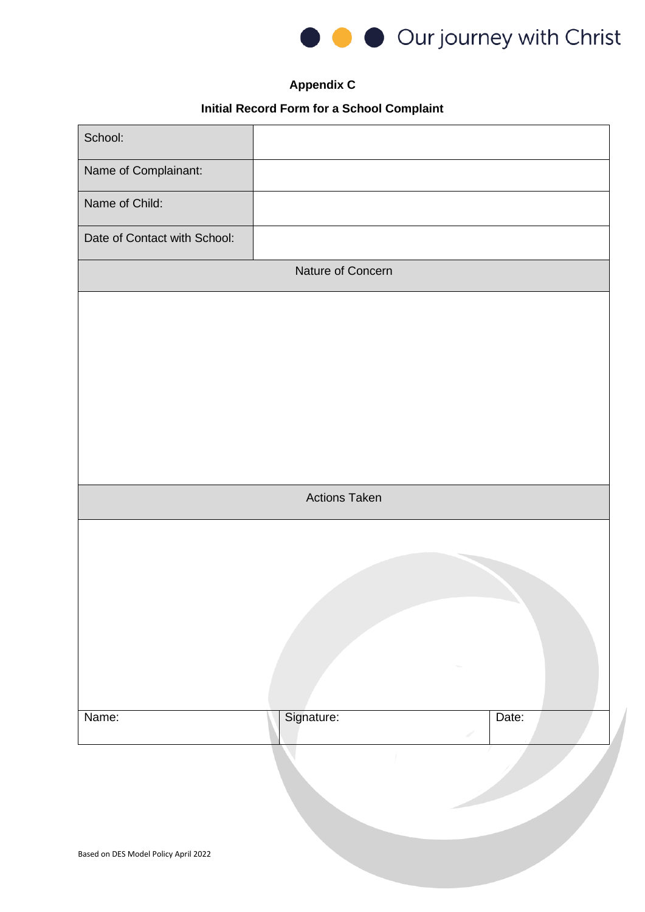## Appendix C

### Initial Record Form for a School Complaint

| | |
|---|---|
| School: | |
| Name of Complainant: | |
| Name of Child: | |
| Date of Contact with School: | |

| Nature of Concern |
|---|
| |

| Actions Taken |
|---|
| |

| Name: | Signature: | Date: |
|---|---|---|
| | | |

Based on DES Model Policy April 2022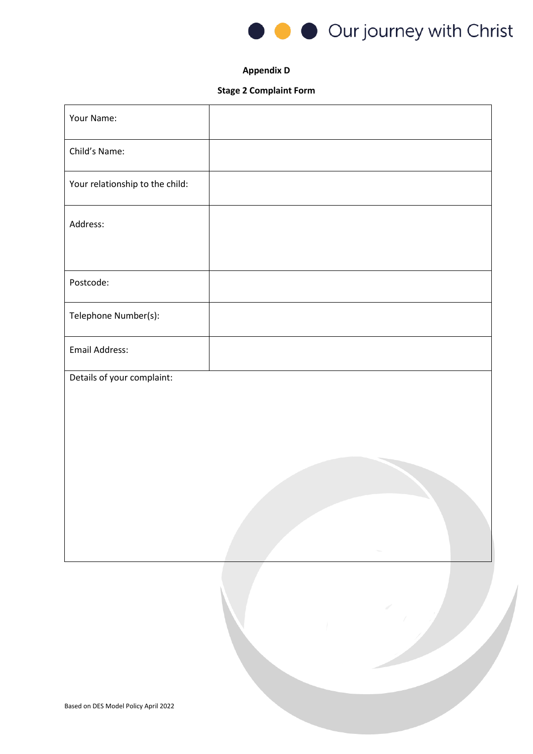**Appendix D**

**Stage 2 Complaint Form**

| | |
|---|---|
| Your Name: | |
| Child's Name: | |
| Your relationship to the child: | |
| Address: | |
| Postcode: | |
| Telephone Number(s): | |
| Email Address: | |
| Details of your complaint: | |

Based on DES Model Policy April 2022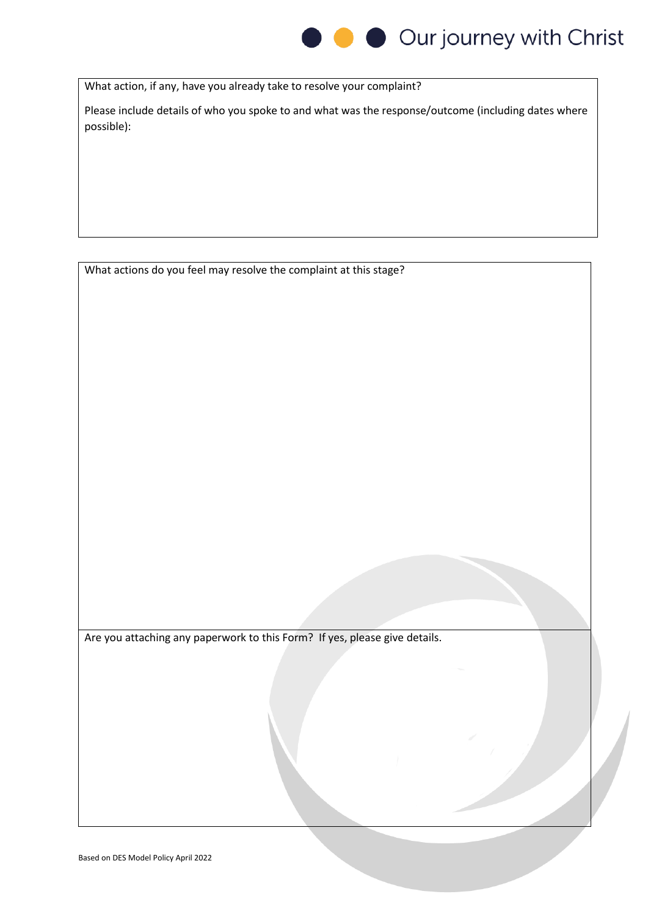What action, if any, have you already take to resolve your complaint?

Please include details of who you spoke to and what was the response/outcome (including dates where possible):

What actions do you feel may resolve the complaint at this stage?

Are you attaching any paperwork to this Form? If yes, please give details.

Based on DES Model Policy April 2022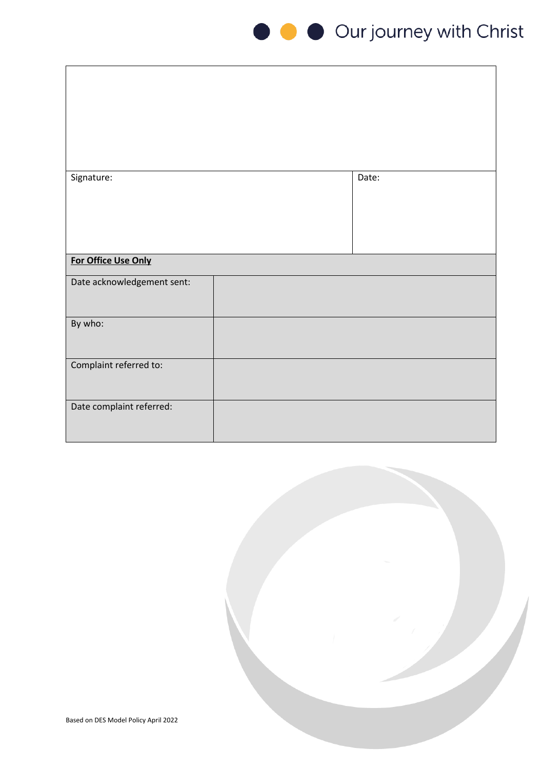| | |
|---|---|
| | |
| Signature: | Date: |

| **For Office Use Only** | |
|---|---|
| Date acknowledgement sent: | |
| By who: | |
| Complaint referred to: | |
| Date complaint referred: | |

Based on DES Model Policy April 2022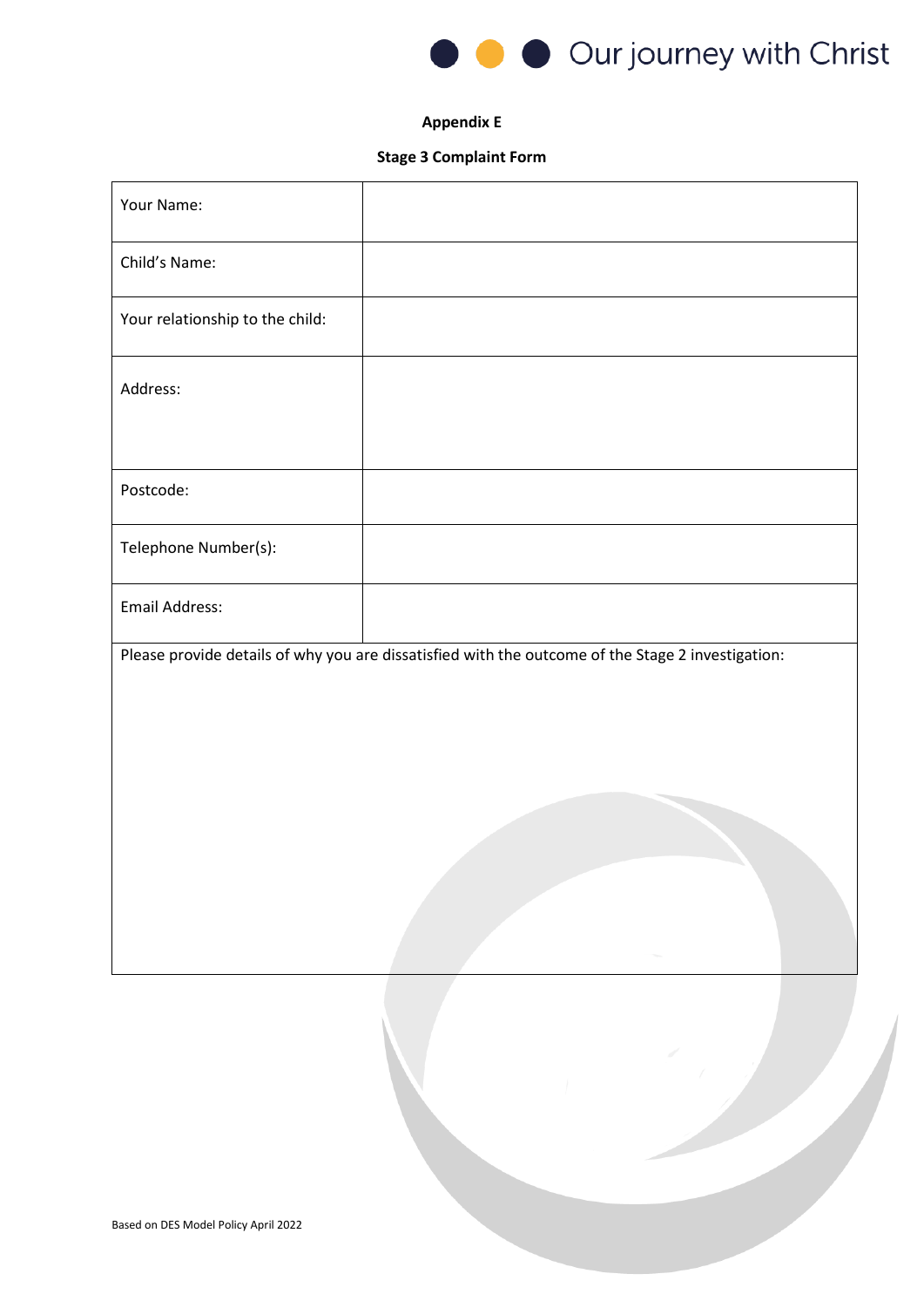**Appendix E**

**Stage 3 Complaint Form**

| | |
|---|---|
| Your Name: | |
| Child's Name: | |
| Your relationship to the child: | |
| Address: | |
| Postcode: | |
| Telephone Number(s): | |
| Email Address: | |
| Please provide details of why you are dissatisfied with the outcome of the Stage 2 investigation: | |

Based on DES Model Policy April 2022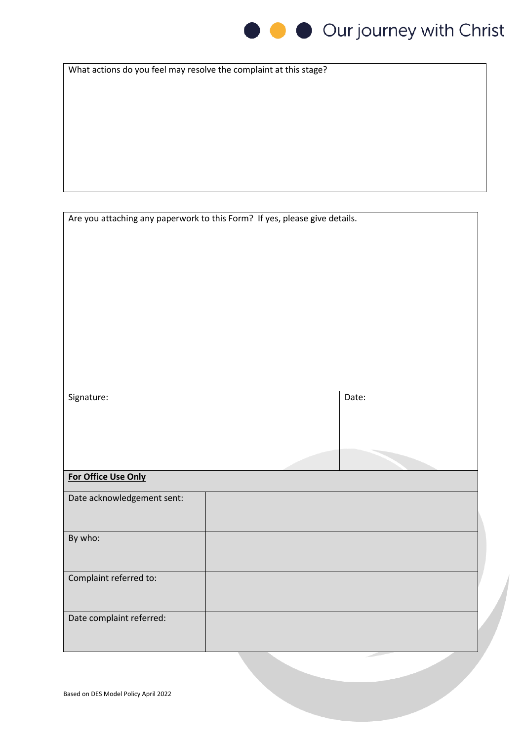| What actions do you feel may resolve the complaint at this stage? |
|---|
| |

| Are you attaching any paperwork to this Form? If yes, please give details. | |
|---|---|
| Signature: | Date: |
| **For Office Use Only** | |
| Date acknowledgement sent: | |
| By who: | |
| Complaint referred to: | |
| Date complaint referred: | |

Based on DES Model Policy April 2022